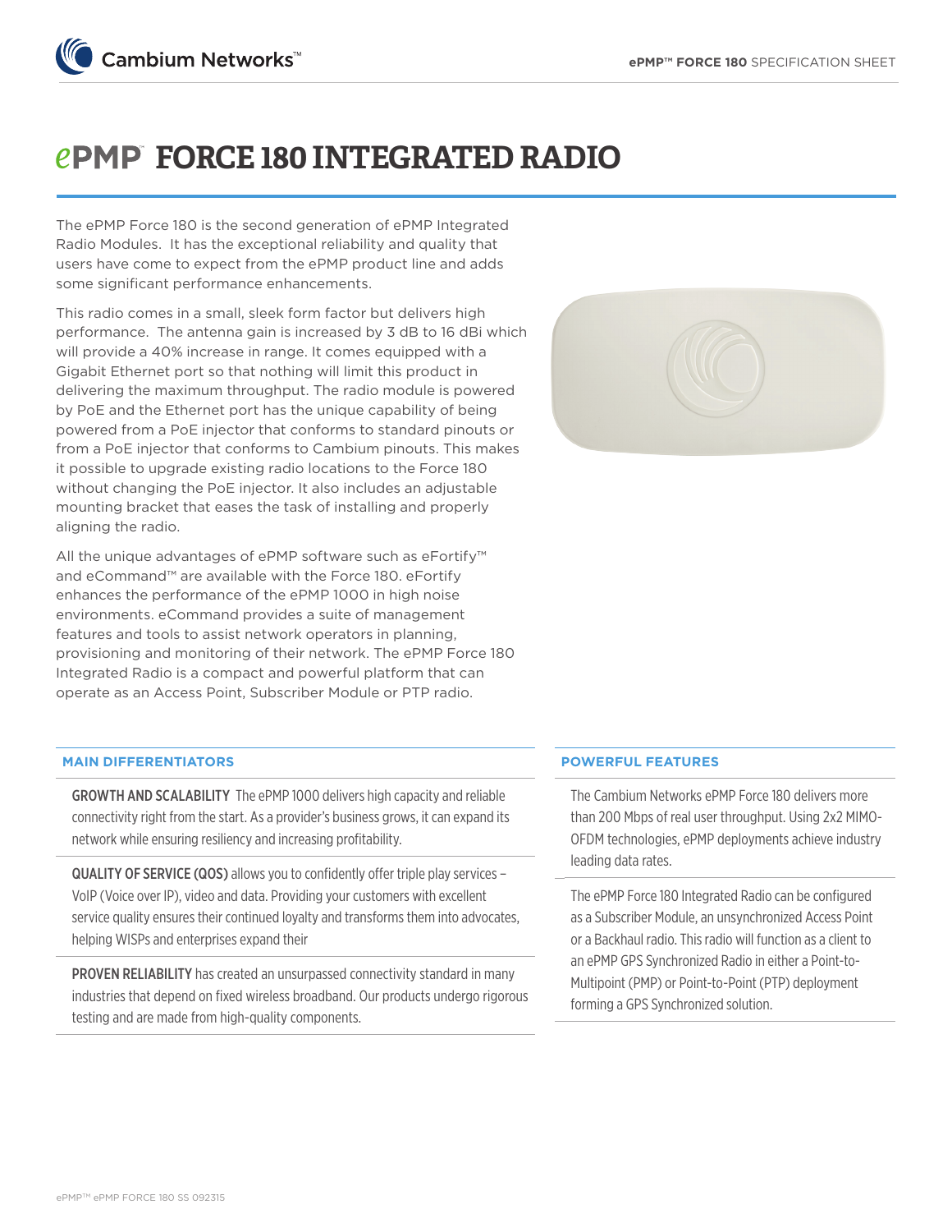# ePMP™ FORCE 180 INTEGRATED RADIO

The ePMP Force 180 is the second generation of ePMP Integrated Radio Modules. It has the exceptional reliability and quality that users have come to expect from the ePMP product line and adds some significant performance enhancements.

This radio comes in a small, sleek form factor but delivers high performance. The antenna gain is increased by 3 dB to 16 dBi which will provide a 40% increase in range. It comes equipped with a Gigabit Ethernet port so that nothing will limit this product in delivering the maximum throughput. The radio module is powered by PoE and the Ethernet port has the unique capability of being powered from a PoE injector that conforms to standard pinouts or from a PoE injector that conforms to Cambium pinouts. This makes it possible to upgrade existing radio locations to the Force 180 without changing the PoE injector. It also includes an adjustable mounting bracket that eases the task of installing and properly aligning the radio.

All the unique advantages of ePMP software such as eFortify™ and eCommand™ are available with the Force 180. eFortify enhances the performance of the ePMP 1000 in high noise environments. eCommand provides a suite of management features and tools to assist network operators in planning, provisioning and monitoring of their network. The ePMP Force 180 Integrated Radio is a compact and powerful platform that can operate as an Access Point, Subscriber Module or PTP radio.

## MAIN DIFFERENTIATORS

**GROWTH AND SCALABILITY** The ePMP 1000 delivers high capacity and reliable connectivity right from the start. As a provider's business grows, it can expand its network while ensuring resiliency and increasing profitability.

**QUALITY OF SERVICE (QOS)** allows you to confidently offer triple play services – VoIP (Voice over IP), video and data. Providing your customers with excellent service quality ensures their continued loyalty and transforms them into advocates, helping WISPs and enterprises expand their

**PROVEN RELIABILITY** has created an unsurpassed connectivity standard in many industries that depend on fixed wireless broadband. Our products undergo rigorous testing and are made from high-quality components.

## POWERFUL FEATURES

The Cambium Networks ePMP Force 180 delivers more than 200 Mbps of real user throughput. Using 2x2 MIMO-OFDM technologies, ePMP deployments achieve industry leading data rates.

The ePMP Force 180 Integrated Radio can be configured as a Subscriber Module, an unsynchronized Access Point or a Backhaul radio. This radio will function as a client to an ePMP GPS Synchronized Radio in either a Point-to-Multipoint (PMP) or Point-to-Point (PTP) deployment forming a GPS Synchronized solution.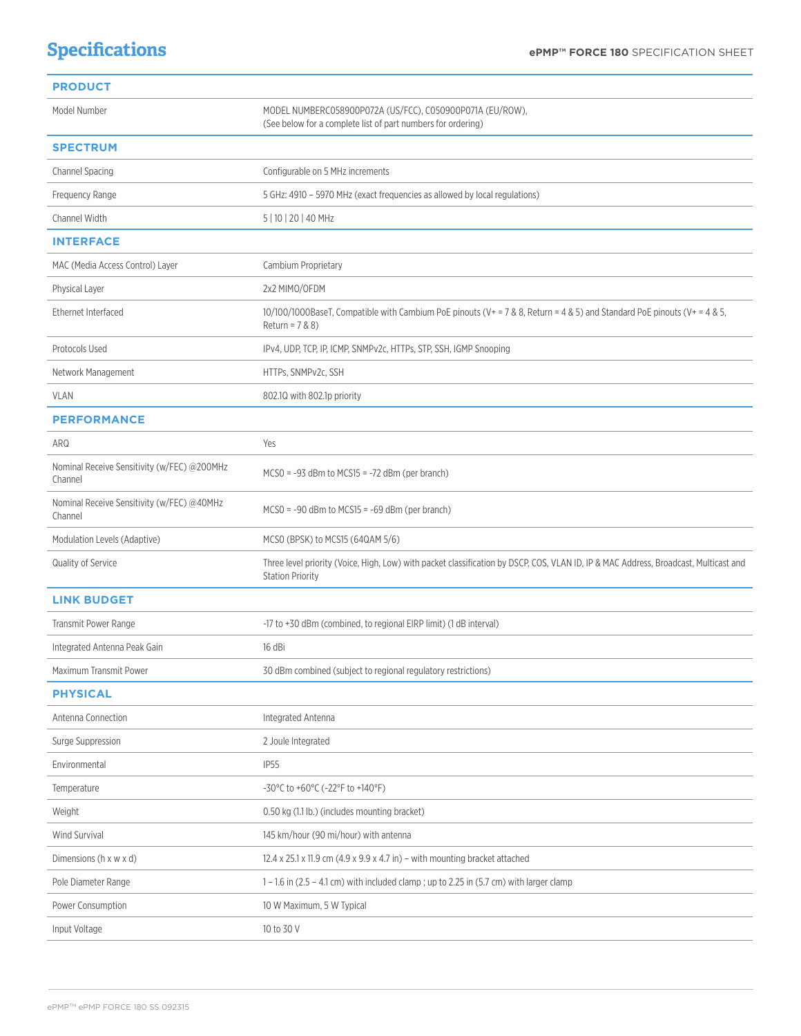# Specifications

| PRODUCT | |
|---|---|
| Model Number | MODEL NUMBERC058900P072A (US/FCC), C050900P071A (EU/ROW), (See below for a complete list of part numbers for ordering) |
| **SPECTRUM** | |
| Channel Spacing | Configurable on 5 MHz increments |
| Frequency Range | 5 GHz: 4910 – 5970 MHz (exact frequencies as allowed by local regulations) |
| Channel Width | 5 \| 10 \| 20 \| 40 MHz |
| **INTERFACE** | |
| MAC (Media Access Control) Layer | Cambium Proprietary |
| Physical Layer | 2x2 MIMO/OFDM |
| Ethernet Interfaced | 10/100/1000BaseT, Compatible with Cambium PoE pinouts (V+ = 7 & 8, Return = 4 & 5) and Standard PoE pinouts (V+ = 4 & 5, Return = 7 & 8) |
| Protocols Used | IPv4, UDP, TCP, IP, ICMP, SNMPv2c, HTTPs, STP, SSH, IGMP Snooping |
| Network Management | HTTPs, SNMPv2c, SSH |
| VLAN | 802.1Q with 802.1p priority |
| **PERFORMANCE** | |
| ARQ | Yes |
| Nominal Receive Sensitivity (w/FEC) @200MHz Channel | MCS0 = -93 dBm to MCS15 = -72 dBm (per branch) |
| Nominal Receive Sensitivity (w/FEC) @40MHz Channel | MCS0 = -90 dBm to MCS15 = -69 dBm (per branch) |
| Modulation Levels (Adaptive) | MCS0 (BPSK) to MCS15 (64QAM 5/6) |
| Quality of Service | Three level priority (Voice, High, Low) with packet classification by DSCP, COS, VLAN ID, IP & MAC Address, Broadcast, Multicast and Station Priority |
| **LINK BUDGET** | |
| Transmit Power Range | -17 to +30 dBm (combined, to regional EIRP limit) (1 dB interval) |
| Integrated Antenna Peak Gain | 16 dBi |
| Maximum Transmit Power | 30 dBm combined (subject to regional regulatory restrictions) |
| **PHYSICAL** | |
| Antenna Connection | Integrated Antenna |
| Surge Suppression | 2 Joule Integrated |
| Environmental | IP55 |
| Temperature | -30°C to +60°C (-22°F to +140°F) |
| Weight | 0.50 kg (1.1 lb.) (includes mounting bracket) |
| Wind Survival | 145 km/hour (90 mi/hour) with antenna |
| Dimensions (h x w x d) | 12.4 x 25.1 x 11.9 cm (4.9 x 9.9 x 4.7 in) – with mounting bracket attached |
| Pole Diameter Range | 1 – 1.6 in (2.5 – 4.1 cm) with included clamp ; up to 2.25 in (5.7 cm) with larger clamp |
| Power Consumption | 10 W Maximum, 5 W Typical |
| Input Voltage | 10 to 30 V |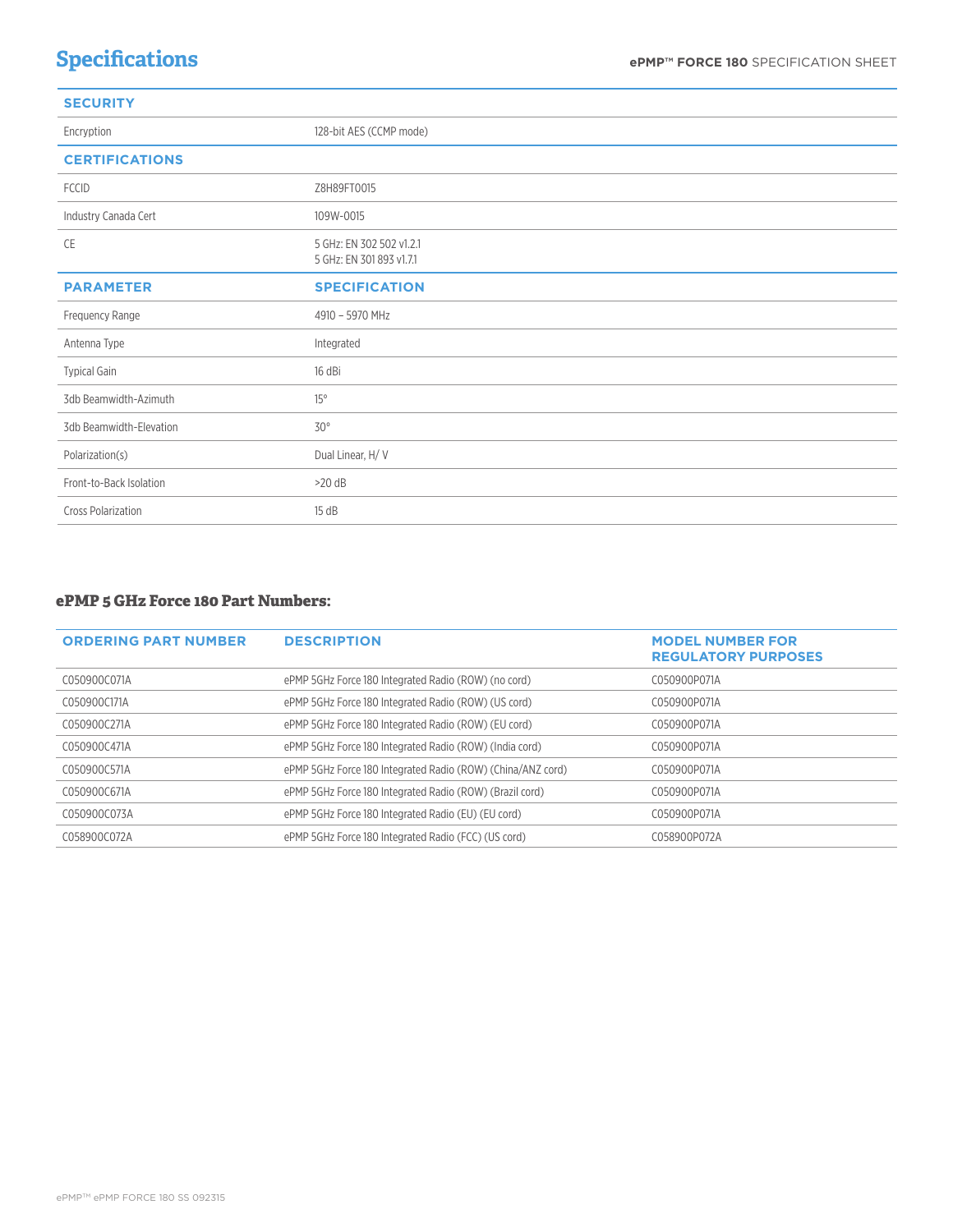# Specifications

| SECURITY | |
|---|---|
| Encryption | 128-bit AES (CCMP mode) |
| **CERTIFICATIONS** | |
| FCCID | Z8H89FT0015 |
| Industry Canada Cert | 109W-0015 |
| CE | 5 GHz: EN 302 502 v1.2.1<br>5 GHz: EN 301 893 v1.7.1 |
| **PARAMETER** | **SPECIFICATION** |
| Frequency Range | 4910 – 5970 MHz |
| Antenna Type | Integrated |
| Typical Gain | 16 dBi |
| 3db Beamwidth-Azimuth | 15° |
| 3db Beamwidth-Elevation | 30° |
| Polarization(s) | Dual Linear, H/ V |
| Front-to-Back Isolation | >20 dB |
| Cross Polarization | 15 dB |

### ePMP 5 GHz Force 180 Part Numbers:

| ORDERING PART NUMBER | DESCRIPTION | MODEL NUMBER FOR REGULATORY PURPOSES |
|---|---|---|
| C050900C071A | ePMP 5GHz Force 180 Integrated Radio (ROW) (no cord) | C050900P071A |
| C050900C171A | ePMP 5GHz Force 180 Integrated Radio (ROW) (US cord) | C050900P071A |
| C050900C271A | ePMP 5GHz Force 180 Integrated Radio (ROW) (EU cord) | C050900P071A |
| C050900C471A | ePMP 5GHz Force 180 Integrated Radio (ROW) (India cord) | C050900P071A |
| C050900C571A | ePMP 5GHz Force 180 Integrated Radio (ROW) (China/ANZ cord) | C050900P071A |
| C050900C671A | ePMP 5GHz Force 180 Integrated Radio (ROW) (Brazil cord) | C050900P071A |
| C050900C073A | ePMP 5GHz Force 180 Integrated Radio (EU) (EU cord) | C050900P071A |
| C058900C072A | ePMP 5GHz Force 180 Integrated Radio (FCC) (US cord) | C058900P072A |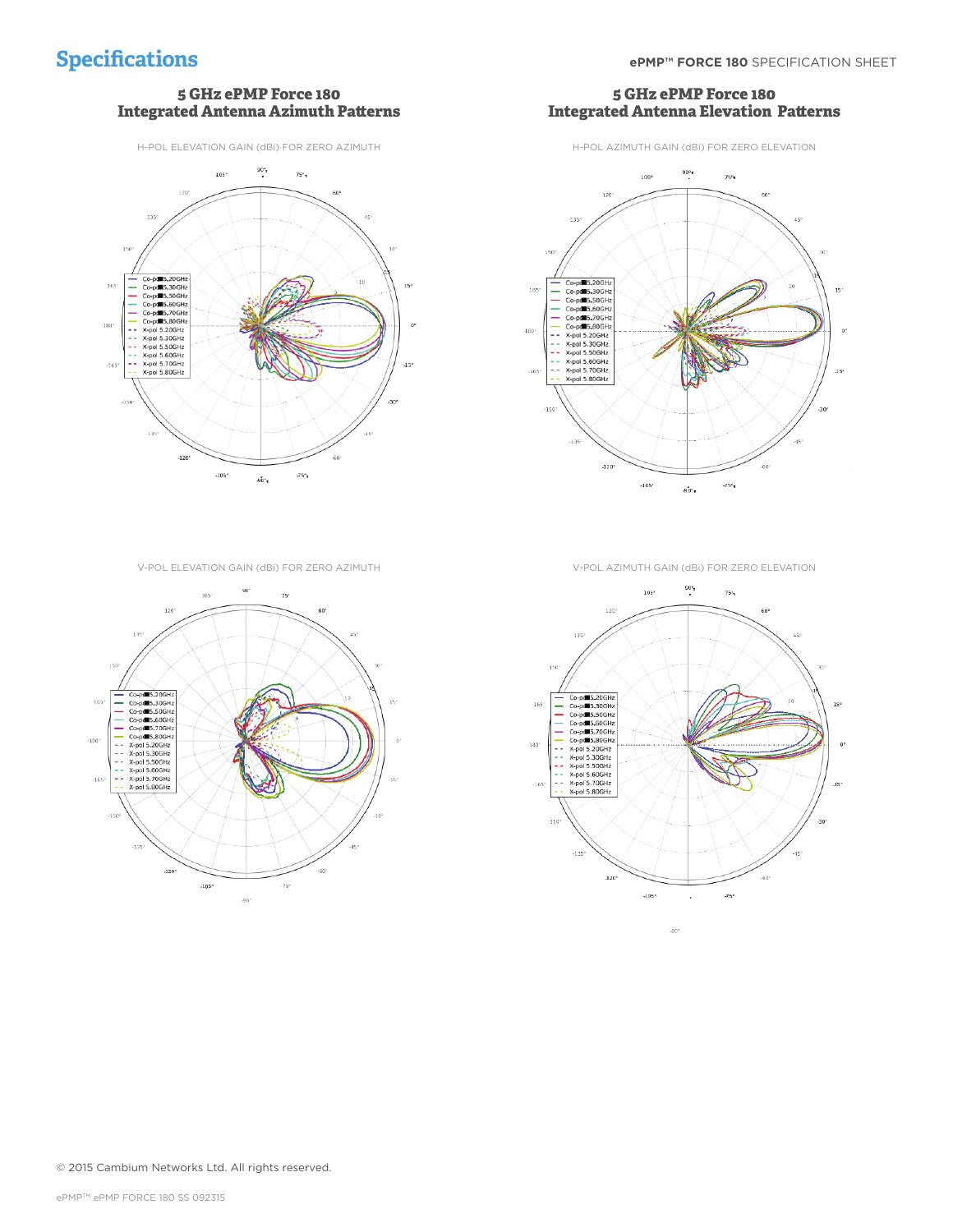# Specifications

## 5 GHz ePMP Force 180 Integrated Antenna Azimuth Patterns

H-POL ELEVATION GAIN (dBi) FOR ZERO AZIMUTH

Co-pol 5.20GHz
Co-pol 5.30GHz
Co-pol 5.50GHz
Co-pol 5.60GHz
Co-pol 5.70GHz
Co-pol 5.80GHz
X-pol 5.20GHz
X-pol 5.30GHz
X-pol 5.50GHz
X-pol 5.60GHz
X-pol 5.70GHz
X-pol 5.80GHz

V-POL ELEVATION GAIN (dBi) FOR ZERO AZIMUTH

Co-pol 5.20GHz
Co-pol 5.30GHz
Co-pol 5.50GHz
Co-pol 5.60GHz
Co-pol 5.70GHz
Co-pol 5.80GHz
X-pol 5.20GHz
X-pol 5.30GHz
X-pol 5.50GHz
X-pol 5.60GHz
X-pol 5.70GHz
X-pol 5.80GHz

## 5 GHz ePMP Force 180 Integrated Antenna Elevation Patterns

H-POL AZIMUTH GAIN (dBi) FOR ZERO ELEVATION

Co-pol 5.20GHz
Co-pol 5.30GHz
Co-pol 5.50GHz
Co-pol 5.60GHz
Co-pol 5.70GHz
Co-pol 5.80GHz
X-pol 5.20GHz
X-pol 5.30GHz
X-pol 5.50GHz
X-pol 5.60GHz
X-pol 5.70GHz
X-pol 5.80GHz

V-POL AZIMUTH GAIN (dBi) FOR ZERO ELEVATION

Co-pol 5.20GHz
Co-pol 5.30GHz
Co-pol 5.50GHz
Co-pol 5.60GHz
Co-pol 5.70GHz
Co-pol 5.80GHz
X-pol 5.20GHz
X-pol 5.30GHz
X-pol 5.50GHz
X-pol 5.60GHz
X-pol 5.70GHz
X-pol 5.80GHz

© 2015 Cambium Networks Ltd. All rights reserved.